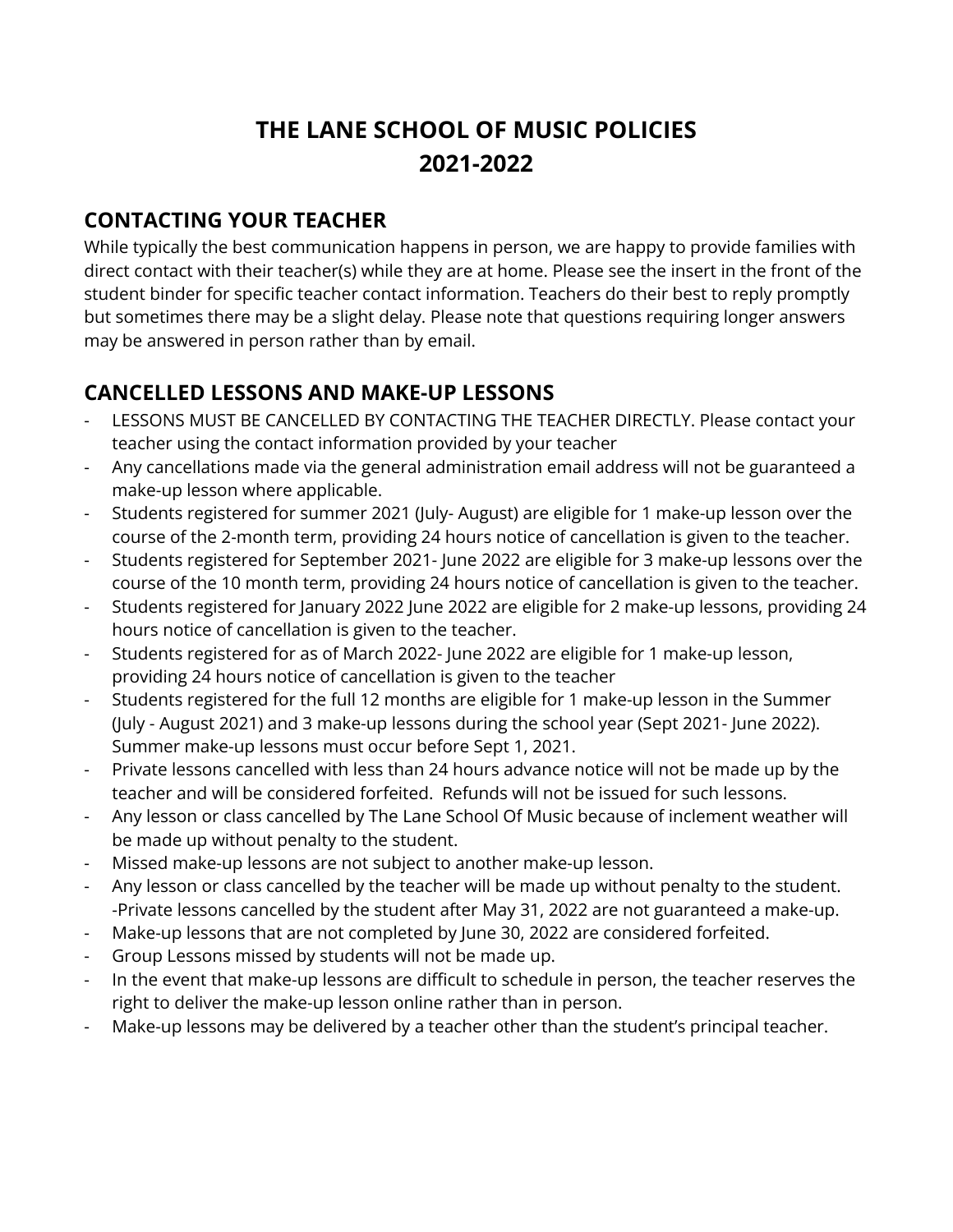# THE LANE SCHOOL OF MUSIC POLICIES 2021-2022

## CONTACTING YOUR TEACHER

While typically the best communication happens in person, we are happy to provide families with direct contact with their teacher(s) while they are at home. Please see the insert in the front of the student binder for specific teacher contact information. Teachers do their best to reply promptly but sometimes there may be a slight delay. Please note that questions requiring longer answers may be answered in person rather than by email.

## CANCELLED LESSONS AND MAKE-UP LESSONS

- LESSONS MUST BE CANCELLED BY CONTACTING THE TEACHER DIRECTLY. Please contact your teacher using the contact information provided by your teacher
- Any cancellations made via the general administration email address will not be guaranteed a make-up lesson where applicable.
- Students registered for summer 2021 (July- August) are eligible for 1 make-up lesson over the course of the 2-month term, providing 24 hours notice of cancellation is given to the teacher.
- Students registered for September 2021- June 2022 are eligible for 3 make-up lessons over the course of the 10 month term, providing 24 hours notice of cancellation is given to the teacher.
- Students registered for January 2022 June 2022 are eligible for 2 make-up lessons, providing 24 hours notice of cancellation is given to the teacher.
- Students registered for as of March 2022- June 2022 are eligible for 1 make-up lesson, providing 24 hours notice of cancellation is given to the teacher
- Students registered for the full 12 months are eligible for 1 make-up lesson in the Summer (July - August 2021) and 3 make-up lessons during the school year (Sept 2021- June 2022). Summer make-up lessons must occur before Sept 1, 2021.
- Private lessons cancelled with less than 24 hours advance notice will not be made up by the teacher and will be considered forfeited. Refunds will not be issued for such lessons.
- Any lesson or class cancelled by The Lane School Of Music because of inclement weather will be made up without penalty to the student.
- Missed make-up lessons are not subject to another make-up lesson.
- Any lesson or class cancelled by the teacher will be made up without penalty to the student. -Private lessons cancelled by the student after May 31, 2022 are not guaranteed a make-up.
- Make-up lessons that are not completed by June 30, 2022 are considered forfeited.
- Group Lessons missed by students will not be made up.
- In the event that make-up lessons are difficult to schedule in person, the teacher reserves the right to deliver the make-up lesson online rather than in person.
- Make-up lessons may be delivered by a teacher other than the student's principal teacher.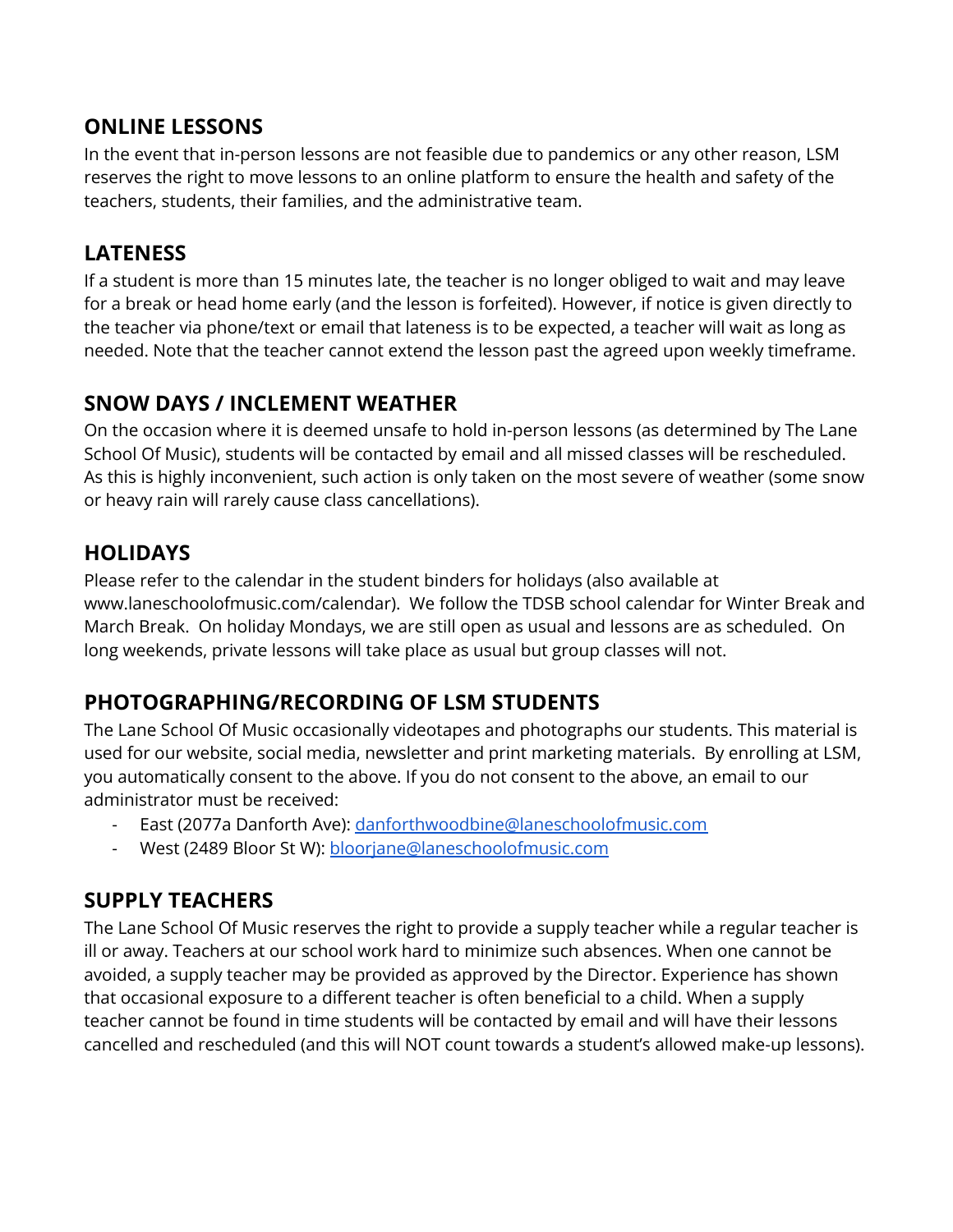## ONLINE LESSONS

In the event that in-person lessons are not feasible due to pandemics or any other reason, LSM reserves the right to move lessons to an online platform to ensure the health and safety of the teachers, students, their families, and the administrative team.

## LATENESS

If a student is more than 15 minutes late, the teacher is no longer obliged to wait and may leave for a break or head home early (and the lesson is forfeited). However, if notice is given directly to the teacher via phone/text or email that lateness is to be expected, a teacher will wait as long as needed. Note that the teacher cannot extend the lesson past the agreed upon weekly timeframe.

## SNOW DAYS / INCLEMENT WEATHER

On the occasion where it is deemed unsafe to hold in-person lessons (as determined by The Lane School Of Music), students will be contacted by email and all missed classes will be rescheduled. As this is highly inconvenient, such action is only taken on the most severe of weather (some snow or heavy rain will rarely cause class cancellations).

## HOLIDAYS

Please refer to the calendar in the student binders for holidays (also available at www.laneschoolofmusic.com/calendar). We follow the TDSB school calendar for Winter Break and March Break. On holiday Mondays, we are still open as usual and lessons are as scheduled. On long weekends, private lessons will take place as usual but group classes will not.

## PHOTOGRAPHING/RECORDING OF LSM STUDENTS

The Lane School Of Music occasionally videotapes and photographs our students. This material is used for our website, social media, newsletter and print marketing materials. By enrolling at LSM, you automatically consent to the above. If you do not consent to the above, an email to our administrator must be received:

- East (2077a Danforth Ave): danforthwoodbine@laneschoolofmusic.com
- West (2489 Bloor St W): bloorjane@laneschoolofmusic.com

## SUPPLY TEACHERS

The Lane School Of Music reserves the right to provide a supply teacher while a regular teacher is ill or away. Teachers at our school work hard to minimize such absences. When one cannot be avoided, a supply teacher may be provided as approved by the Director. Experience has shown that occasional exposure to a different teacher is often beneficial to a child. When a supply teacher cannot be found in time students will be contacted by email and will have their lessons cancelled and rescheduled (and this will NOT count towards a student's allowed make-up lessons).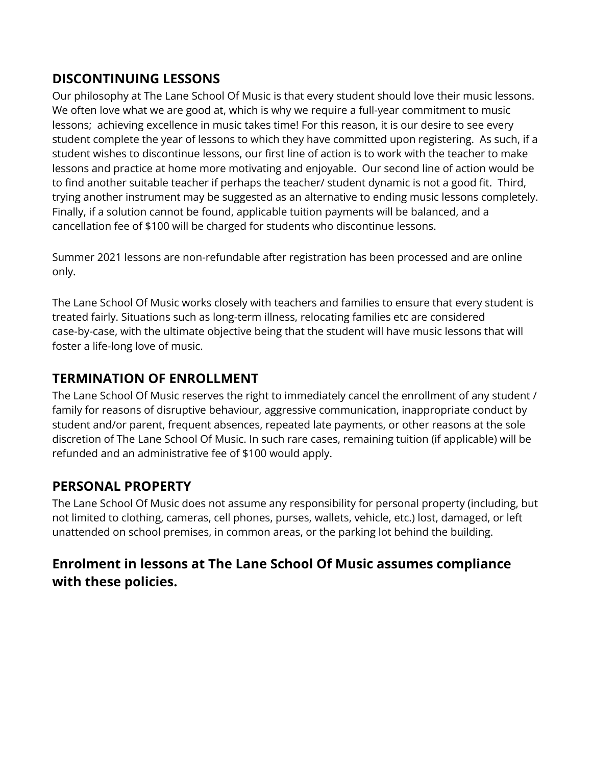## DISCONTINUING LESSONS

Our philosophy at The Lane School Of Music is that every student should love their music lessons. We often love what we are good at, which is why we require a full-year commitment to music lessons; achieving excellence in music takes time! For this reason, it is our desire to see every student complete the year of lessons to which they have committed upon registering. As such, if a student wishes to discontinue lessons, our first line of action is to work with the teacher to make lessons and practice at home more motivating and enjoyable. Our second line of action would be to find another suitable teacher if perhaps the teacher/ student dynamic is not a good fit. Third, trying another instrument may be suggested as an alternative to ending music lessons completely. Finally, if a solution cannot be found, applicable tuition payments will be balanced, and a cancellation fee of $100 will be charged for students who discontinue lessons.

Summer 2021 lessons are non-refundable after registration has been processed and are online only.

The Lane School Of Music works closely with teachers and families to ensure that every student is treated fairly. Situations such as long-term illness, relocating families etc are considered case-by-case, with the ultimate objective being that the student will have music lessons that will foster a life-long love of music.

## TERMINATION OF ENROLLMENT

The Lane School Of Music reserves the right to immediately cancel the enrollment of any student / family for reasons of disruptive behaviour, aggressive communication, inappropriate conduct by student and/or parent, frequent absences, repeated late payments, or other reasons at the sole discretion of The Lane School Of Music. In such rare cases, remaining tuition (if applicable) will be refunded and an administrative fee of $100 would apply.

## PERSONAL PROPERTY

The Lane School Of Music does not assume any responsibility for personal property (including, but not limited to clothing, cameras, cell phones, purses, wallets, vehicle, etc.) lost, damaged, or left unattended on school premises, in common areas, or the parking lot behind the building.

## Enrolment in lessons at The Lane School Of Music assumes compliance with these policies.